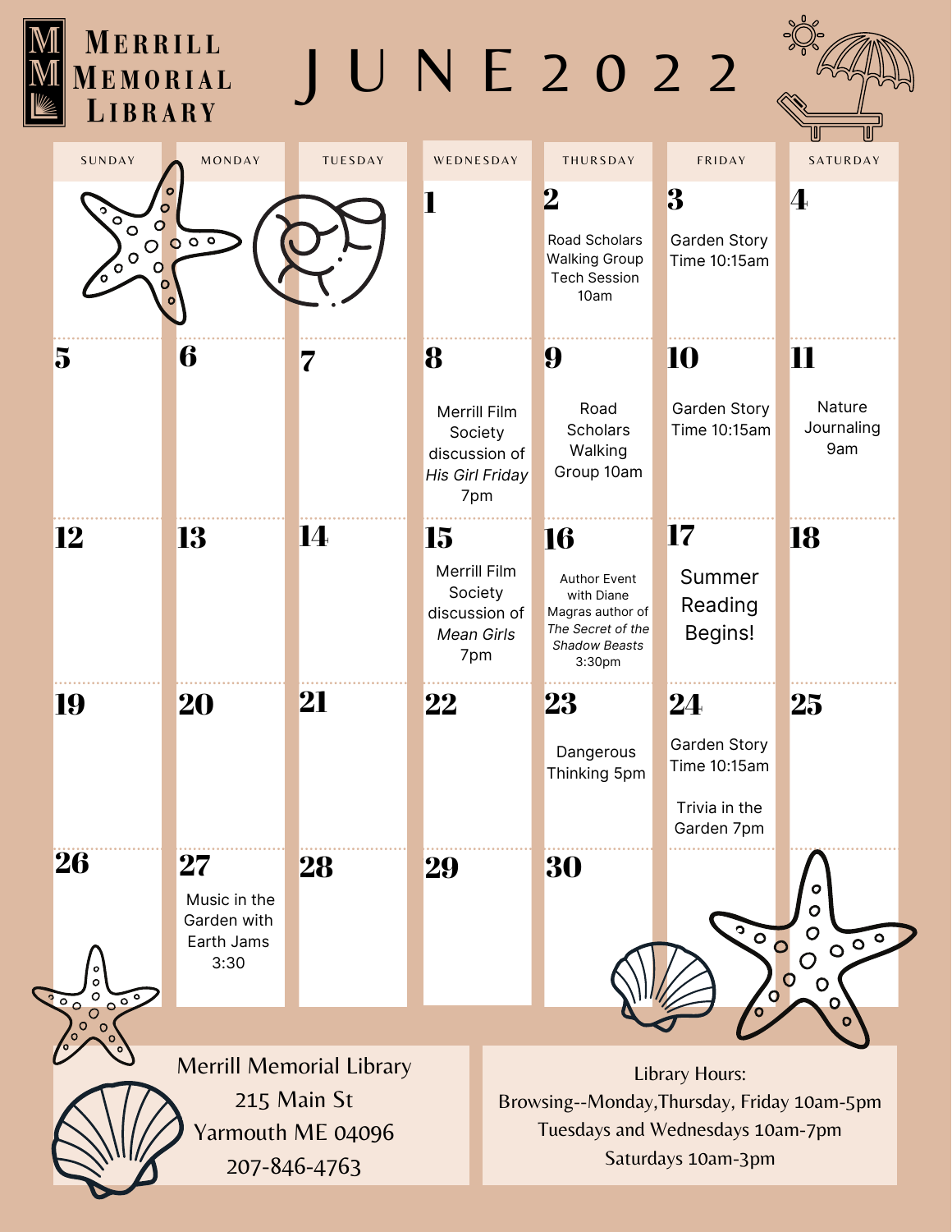# Merrill Memorial Library

# JUNE 2022

| Sunday | Monday | Tuesday | Wednesday | Thursday | Friday | Saturday |
| --- | --- | --- | --- | --- | --- | --- |
| | | | 1 | 2 Road Scholars Walking Group Tech Session 10am | 3 Garden Story Time 10:15am | 4 |
| 5 | 6 | 7 | 8 Merrill Film Society discussion of *His Girl Friday* 7pm | 9 Road Scholars Walking Group 10am | 10 Garden Story Time 10:15am | 11 Nature Journaling 9am |
| 12 | 13 | 14 | 15 Merrill Film Society discussion of *Mean Girls* 7pm | 16 Author Event with Diane Magras author of *The Secret of the Shadow Beasts* 3:30pm | 17 Summer Reading Begins! | 18 |
| 19 | 20 | 21 | 22 | 23 Dangerous Thinking 5pm | 24 Garden Story Time 10:15am<br><br>Trivia in the Garden 7pm | 25 |
| 26 | 27 Music in the Garden with Earth Jams 3:30 | 28 | 29 | 30 | | |

Merrill Memorial Library
215 Main St
Yarmouth ME 04096
207-846-4763

Library Hours:
Browsing--Monday,Thursday, Friday 10am-5pm
Tuesdays and Wednesdays 10am-7pm
Saturdays 10am-3pm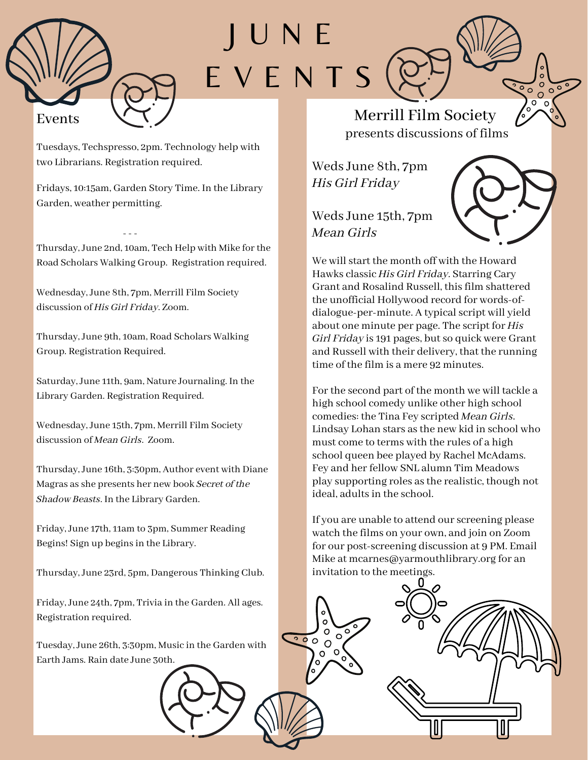# JUNE EVENTS

## Events

Tuesdays, Techspresso, 2pm. Technology help with two Librarians. Registration required.

Fridays, 10:15am, Garden Story Time. In the Library Garden, weather permitting.

- - -

Thursday, June 2nd, 10am, Tech Help with Mike for the Road Scholars Walking Group. Registration required.

Wednesday, June 8th, 7pm, Merrill Film Society discussion of *His Girl Friday*. Zoom.

Thursday, June 9th, 10am, Road Scholars Walking Group. Registration Required.

Saturday, June 11th, 9am, Nature Journaling. In the Library Garden. Registration Required.

Wednesday, June 15th, 7pm, Merrill Film Society discussion of *Mean Girls*. Zoom.

Thursday, June 16th, 3:30pm, Author event with Diane Magras as she presents her new book *Secret of the Shadow Beasts*. In the Library Garden.

Friday, June 17th, 11am to 3pm, Summer Reading Begins! Sign up begins in the Library.

Thursday, June 23rd, 5pm, Dangerous Thinking Club.

Friday, June 24th, 7pm, Trivia in the Garden. All ages. Registration required.

Tuesday, June 26th, 3:30pm, Music in the Garden with Earth Jams. Rain date June 30th.

## Merrill Film Society

presents discussions of films

Weds June 8th, 7pm
*His Girl Friday*

Weds June 15th, 7pm
*Mean Girls*

We will start the month off with the Howard Hawks classic *His Girl Friday*. Starring Cary Grant and Rosalind Russell, this film shattered the unofficial Hollywood record for words-of-dialogue-per-minute. A typical script will yield about one minute per page. The script for *His Girl Friday* is 191 pages, but so quick were Grant and Russell with their delivery, that the running time of the film is a mere 92 minutes.

For the second part of the month we will tackle a high school comedy unlike other high school comedies: the Tina Fey scripted *Mean Girls*. Lindsay Lohan stars as the new kid in school who must come to terms with the rules of a high school queen bee played by Rachel McAdams. Fey and her fellow SNL alumn Tim Meadows play supporting roles as the realistic, though not ideal, adults in the school.

If you are unable to attend our screening please watch the films on your own, and join on Zoom for our post-screening discussion at 9 PM. Email Mike at mcarnes@yarmouthlibrary.org for an invitation to the meetings.